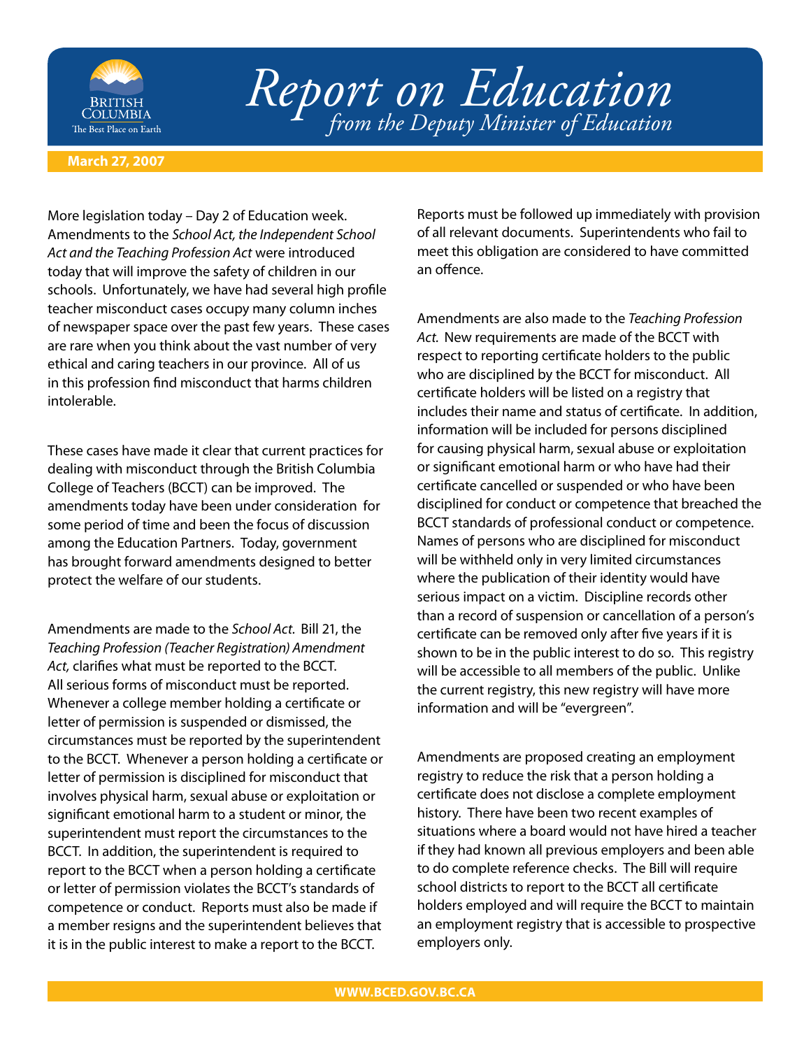# Report on Education

*from the Deputy Minister of Education*

**March 27, 2007**

More legislation today – Day 2 of Education week. Amendments to the *School Act, the Independent School Act and the Teaching Profession Act* were introduced today that will improve the safety of children in our schools. Unfortunately, we have had several high profile teacher misconduct cases occupy many column inches of newspaper space over the past few years. These cases are rare when you think about the vast number of very ethical and caring teachers in our province. All of us in this profession find misconduct that harms children intolerable.

These cases have made it clear that current practices for dealing with misconduct through the British Columbia College of Teachers (BCCT) can be improved. The amendments today have been under consideration for some period of time and been the focus of discussion among the Education Partners. Today, government has brought forward amendments designed to better protect the welfare of our students.

Amendments are made to the *School Act.* Bill 21, the *Teaching Profession (Teacher Registration) Amendment Act,* clarifies what must be reported to the BCCT. All serious forms of misconduct must be reported. Whenever a college member holding a certificate or letter of permission is suspended or dismissed, the circumstances must be reported by the superintendent to the BCCT. Whenever a person holding a certificate or letter of permission is disciplined for misconduct that involves physical harm, sexual abuse or exploitation or significant emotional harm to a student or minor, the superintendent must report the circumstances to the BCCT. In addition, the superintendent is required to report to the BCCT when a person holding a certificate or letter of permission violates the BCCT's standards of competence or conduct. Reports must also be made if a member resigns and the superintendent believes that it is in the public interest to make a report to the BCCT. Reports must be followed up immediately with provision of all relevant documents. Superintendents who fail to meet this obligation are considered to have committed an offence.

Amendments are also made to the *Teaching Profession Act.* New requirements are made of the BCCT with respect to reporting certificate holders to the public who are disciplined by the BCCT for misconduct. All certificate holders will be listed on a registry that includes their name and status of certificate. In addition, information will be included for persons disciplined for causing physical harm, sexual abuse or exploitation or significant emotional harm or who have had their certificate cancelled or suspended or who have been disciplined for conduct or competence that breached the BCCT standards of professional conduct or competence. Names of persons who are disciplined for misconduct will be withheld only in very limited circumstances where the publication of their identity would have serious impact on a victim. Discipline records other than a record of suspension or cancellation of a person's certificate can be removed only after five years if it is shown to be in the public interest to do so. This registry will be accessible to all members of the public. Unlike the current registry, this new registry will have more information and will be "evergreen".

Amendments are proposed creating an employment registry to reduce the risk that a person holding a certificate does not disclose a complete employment history. There have been two recent examples of situations where a board would not have hired a teacher if they had known all previous employers and been able to do complete reference checks. The Bill will require school districts to report to the BCCT all certificate holders employed and will require the BCCT to maintain an employment registry that is accessible to prospective employers only.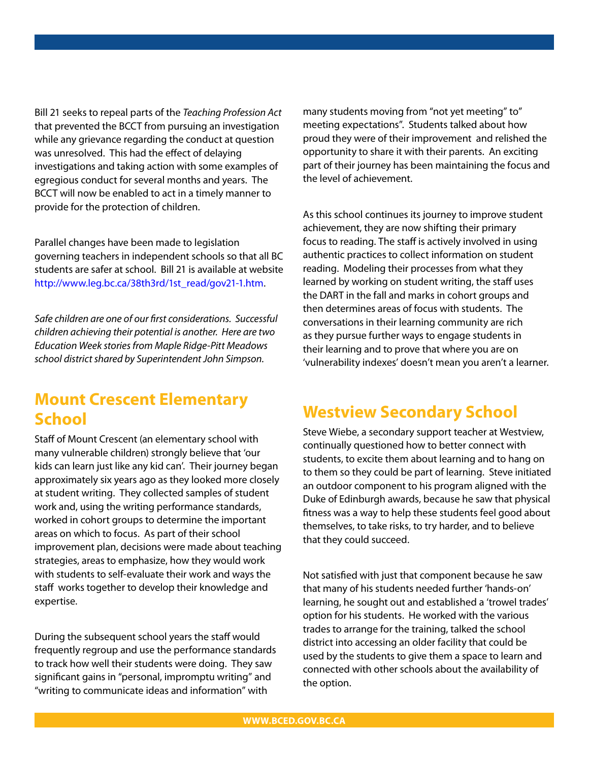Bill 21 seeks to repeal parts of the *Teaching Profession Act* that prevented the BCCT from pursuing an investigation while any grievance regarding the conduct at question was unresolved. This had the effect of delaying investigations and taking action with some examples of egregious conduct for several months and years. The BCCT will now be enabled to act in a timely manner to provide for the protection of children.

Parallel changes have been made to legislation governing teachers in independent schools so that all BC students are safer at school. Bill 21 is available at website http://www.leg.bc.ca/38th3rd/1st_read/gov21-1.htm.

*Safe children are one of our first considerations. Successful children achieving their potential is another. Here are two Education Week stories from Maple Ridge-Pitt Meadows school district shared by Superintendent John Simpson.*

## Mount Crescent Elementary School

Staff of Mount Crescent (an elementary school with many vulnerable children) strongly believe that 'our kids can learn just like any kid can'. Their journey began approximately six years ago as they looked more closely at student writing. They collected samples of student work and, using the writing performance standards, worked in cohort groups to determine the important areas on which to focus. As part of their school improvement plan, decisions were made about teaching strategies, areas to emphasize, how they would work with students to self-evaluate their work and ways the staff works together to develop their knowledge and expertise.

During the subsequent school years the staff would frequently regroup and use the performance standards to track how well their students were doing. They saw significant gains in "personal, impromptu writing" and "writing to communicate ideas and information" with many students moving from "not yet meeting" to" meeting expectations". Students talked about how proud they were of their improvement and relished the opportunity to share it with their parents. An exciting part of their journey has been maintaining the focus and the level of achievement.

As this school continues its journey to improve student achievement, they are now shifting their primary focus to reading. The staff is actively involved in using authentic practices to collect information on student reading. Modeling their processes from what they learned by working on student writing, the staff uses the DART in the fall and marks in cohort groups and then determines areas of focus with students. The conversations in their learning community are rich as they pursue further ways to engage students in their learning and to prove that where you are on 'vulnerability indexes' doesn't mean you aren't a learner.

## Westview Secondary School

Steve Wiebe, a secondary support teacher at Westview, continually questioned how to better connect with students, to excite them about learning and to hang on to them so they could be part of learning. Steve initiated an outdoor component to his program aligned with the Duke of Edinburgh awards, because he saw that physical fitness was a way to help these students feel good about themselves, to take risks, to try harder, and to believe that they could succeed.

Not satisfied with just that component because he saw that many of his students needed further 'hands-on' learning, he sought out and established a 'trowel trades' option for his students. He worked with the various trades to arrange for the training, talked the school district into accessing an older facility that could be used by the students to give them a space to learn and connected with other schools about the availability of the option.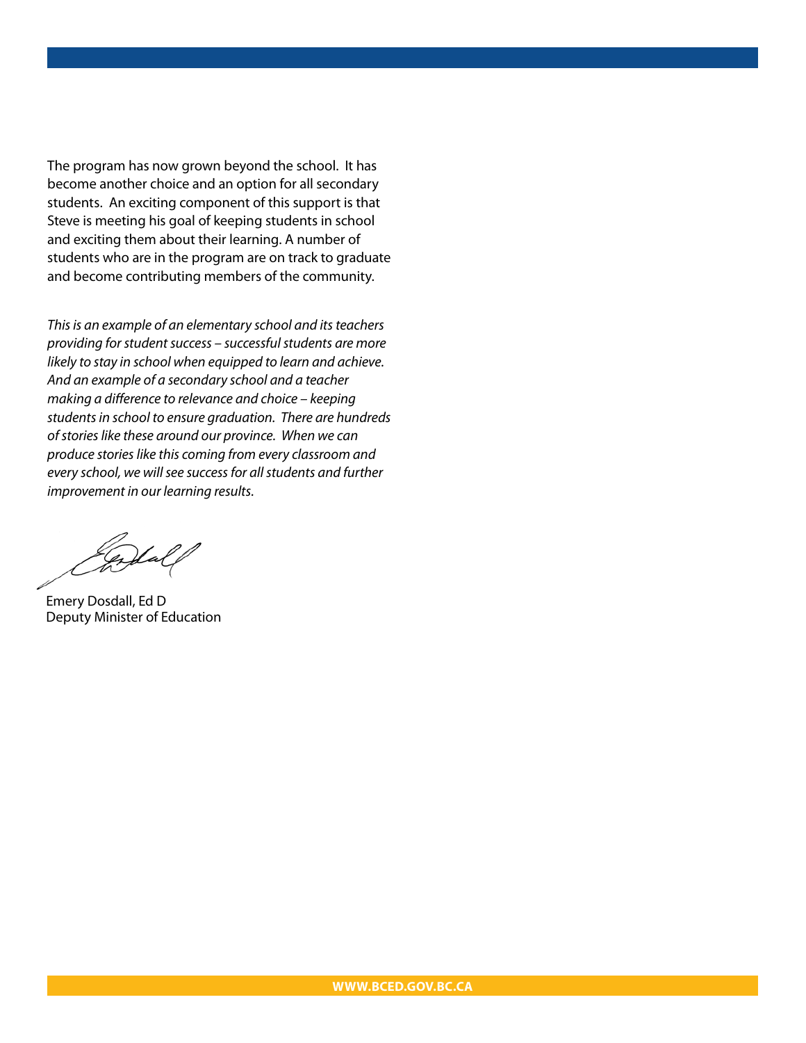The program has now grown beyond the school. It has become another choice and an option for all secondary students. An exciting component of this support is that Steve is meeting his goal of keeping students in school and exciting them about their learning. A number of students who are in the program are on track to graduate and become contributing members of the community.

*This is an example of an elementary school and its teachers providing for student success – successful students are more likely to stay in school when equipped to learn and achieve. And an example of a secondary school and a teacher making a difference to relevance and choice – keeping students in school to ensure graduation. There are hundreds of stories like these around our province. When we can produce stories like this coming from every classroom and every school, we will see success for all students and further improvement in our learning results.*

Emery Dosdall, Ed D
Deputy Minister of Education